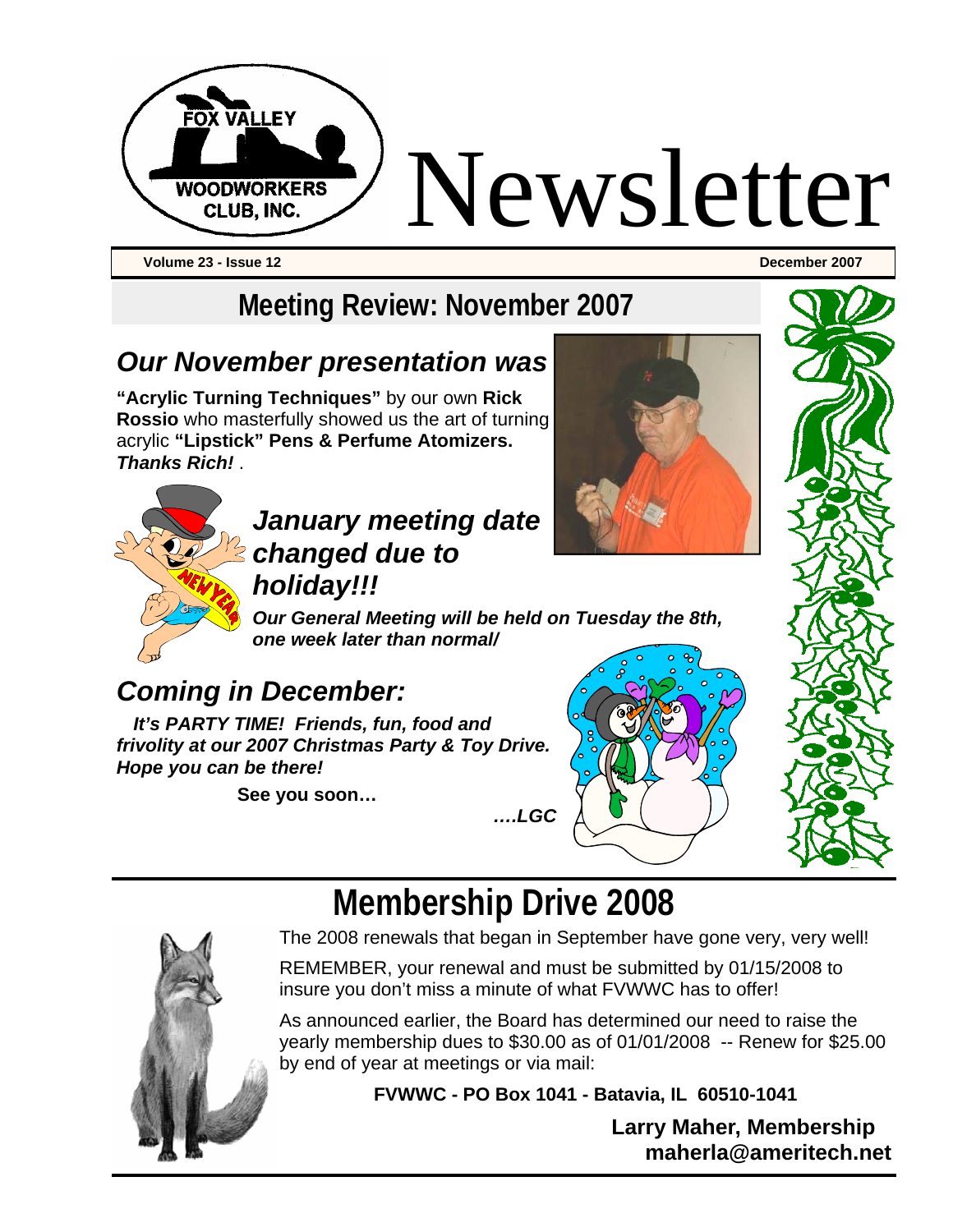# Fox Valley Woodworkers Club, Inc. Newsletter

**Volume 23 - Issue 12** **December 2007**

## Meeting Review: November 2007

### *Our November presentation was*

**"Acrylic Turning Techniques"** by our own **Rick Rossio** who masterfully showed us the art of turning acrylic **"Lipstick" Pens & Perfume Atomizers.** ***Thanks Rich!*** .

### *January meeting date changed due to holiday!!!*

***Our General Meeting will be held on Tuesday the 8th, one week later than normal/***

### *Coming in December:*

***It's PARTY TIME! Friends, fun, food and frivolity at our 2007 Christmas Party & Toy Drive. Hope you can be there!***

**See you soon…**

***….LGC***

## Membership Drive 2008

The 2008 renewals that began in September have gone very, very well!

REMEMBER, your renewal and must be submitted by 01/15/2008 to insure you don't miss a minute of what FVWWC has to offer!

As announced earlier, the Board has determined our need to raise the yearly membership dues to $30.00 as of 01/01/2008 -- Renew for $25.00 by end of year at meetings or via mail:

**FVWWC - PO Box 1041 - Batavia, IL 60510-1041**

**Larry Maher, Membership**
**maherla@ameritech.net**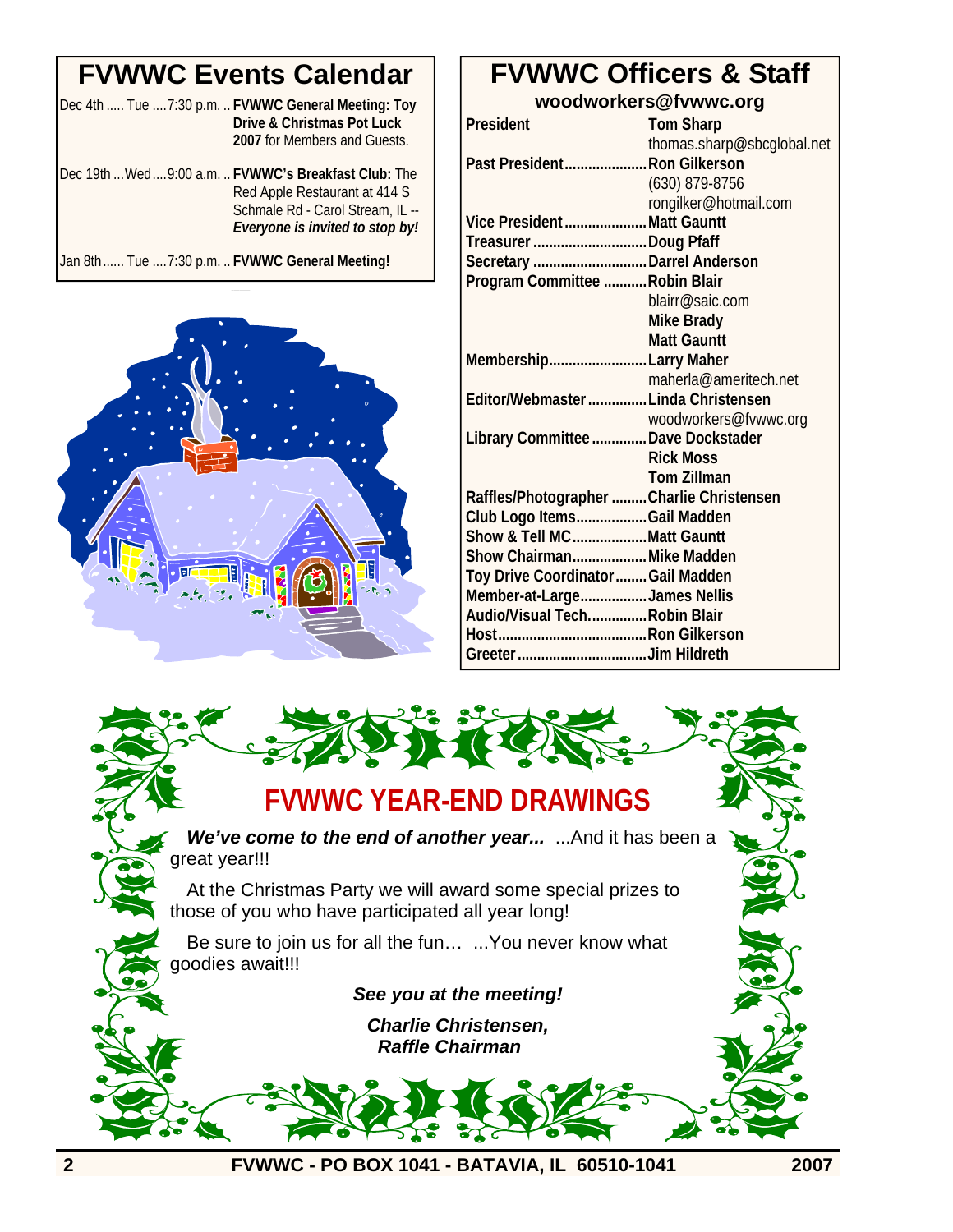## FVWWC Events Calendar

Dec 4th ..... Tue ....7:30 p.m. .. **FVWWC General Meeting: Toy Drive & Christmas Pot Luck 2007** for Members and Guests.

Dec 19th ...Wed ....9:00 a.m. .. **FVWWC's Breakfast Club:** The Red Apple Restaurant at 414 S Schmale Rd - Carol Stream, IL -- ***Everyone is invited to stop by!***

Jan 8th ...... Tue ....7:30 p.m. .. **FVWWC General Meeting!**

## FVWWC Officers & Staff

**woodworkers@fvwwc.org**

| Position | Name |
|---|---|
| **President** | **Tom Sharp** thomas.sharp@sbcglobal.net |
| **Past President** | **Ron Gilkerson** (630) 879-8756 rongilker@hotmail.com |
| **Vice President** | **Matt Gauntt** |
| **Treasurer** | **Doug Pfaff** |
| **Secretary** | **Darrel Anderson** |
| **Program Committee** | **Robin Blair** blairr@saic.com **Mike Brady** **Matt Gauntt** |
| **Membership** | **Larry Maher** maherla@ameritech.net |
| **Editor/Webmaster** | **Linda Christensen** woodworkers@fvwwc.org |
| **Library Committee** | **Dave Dockstader** **Rick Moss** **Tom Zillman** |
| **Raffles/Photographer** | **Charlie Christensen** |
| **Club Logo Items** | **Gail Madden** |
| **Show & Tell MC** | **Matt Gauntt** |
| **Show Chairman** | **Mike Madden** |
| **Toy Drive Coordinator** | **Gail Madden** |
| **Member-at-Large** | **James Nellis** |
| **Audio/Visual Tech.** | **Robin Blair** |
| **Host** | **Ron Gilkerson** |
| **Greeter** | **Jim Hildreth** |

## FVWWC YEAR-END DRAWINGS

***We've come to the end of another year...*** ...And it has been a great year!!!

At the Christmas Party we will award some special prizes to those of you who have participated all year long!

Be sure to join us for all the fun… ...You never know what goodies await!!!

***See you at the meeting!***

***Charlie Christensen,***
***Raffle Chairman***

**FVWWC - PO BOX 1041 - BATAVIA, IL 60510-1041**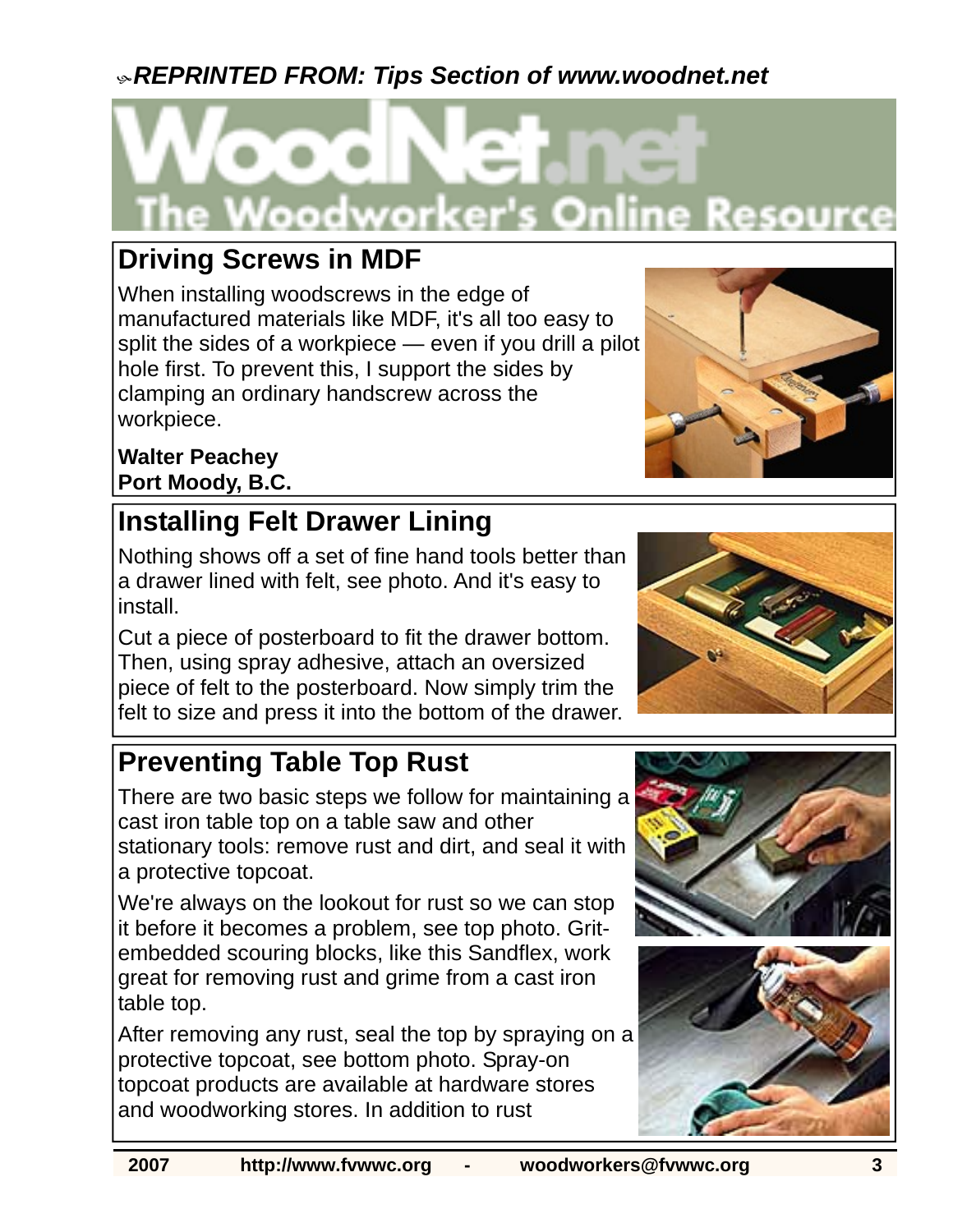***REPRINTED FROM: Tips Section of www.woodnet.net***

WoodNet.net
The Woodworker's Online Resource

## Driving Screws in MDF

When installing woodscrews in the edge of manufactured materials like MDF, it's all too easy to split the sides of a workpiece — even if you drill a pilot hole first. To prevent this, I support the sides by clamping an ordinary handscrew across the workpiece.

**Walter Peachey**
**Port Moody, B.C.**

## Installing Felt Drawer Lining

Nothing shows off a set of fine hand tools better than a drawer lined with felt, see photo. And it's easy to install.

Cut a piece of posterboard to fit the drawer bottom. Then, using spray adhesive, attach an oversized piece of felt to the posterboard. Now simply trim the felt to size and press it into the bottom of the drawer.

## Preventing Table Top Rust

There are two basic steps we follow for maintaining a cast iron table top on a table saw and other stationary tools: remove rust and dirt, and seal it with a protective topcoat.

We're always on the lookout for rust so we can stop it before it becomes a problem, see top photo. Grit-embedded scouring blocks, like this Sandflex, work great for removing rust and grime from a cast iron table top.

After removing any rust, seal the top by spraying on a protective topcoat, see bottom photo. Spray-on topcoat products are available at hardware stores and woodworking stores. In addition to rust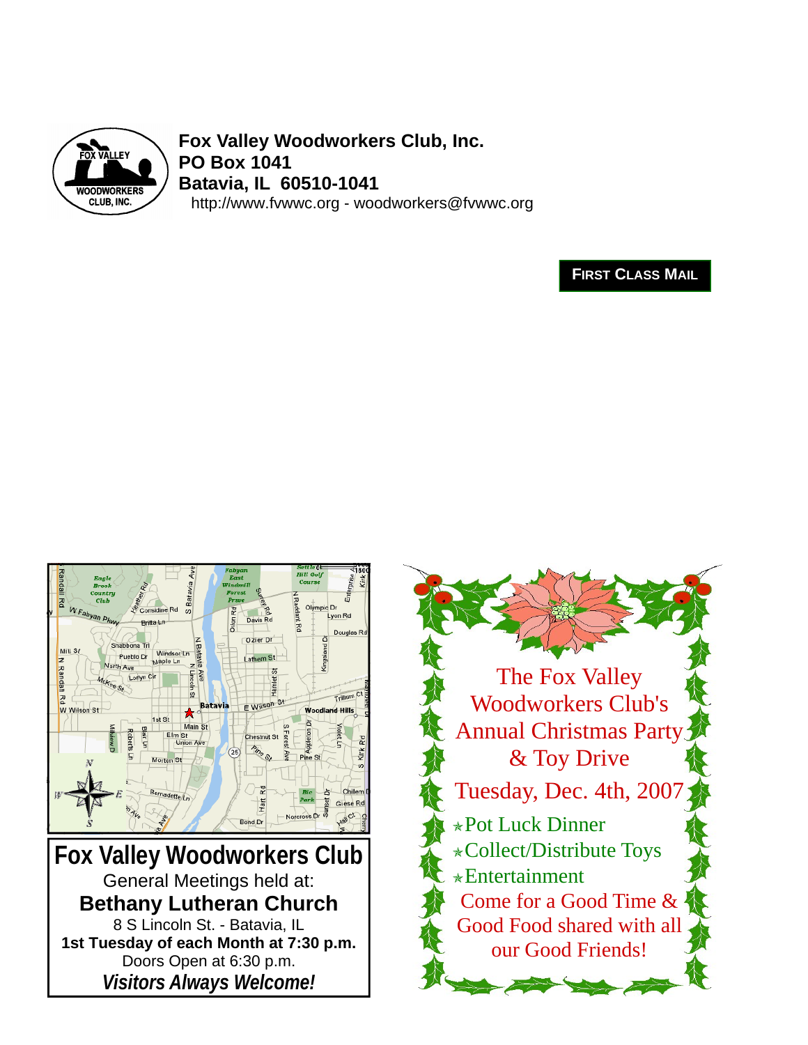**Fox Valley Woodworkers Club, Inc.**
**PO Box 1041**
**Batavia, IL 60510-1041**
http://www.fvwwc.org - woodworkers@fvwwc.org

**FIRST CLASS MAIL**

## Fox Valley Woodworkers Club

General Meetings held at:

**Bethany Lutheran Church**

8 S Lincoln St. - Batavia, IL

**1st Tuesday of each Month at 7:30 p.m.**

Doors Open at 6:30 p.m.

***Visitors Always Welcome!***

The Fox Valley Woodworkers Club's Annual Christmas Party & Toy Drive

Tuesday, Dec. 4th, 2007

- Pot Luck Dinner
- Collect/Distribute Toys
- Entertainment

Come for a Good Time & Good Food shared with all our Good Friends!